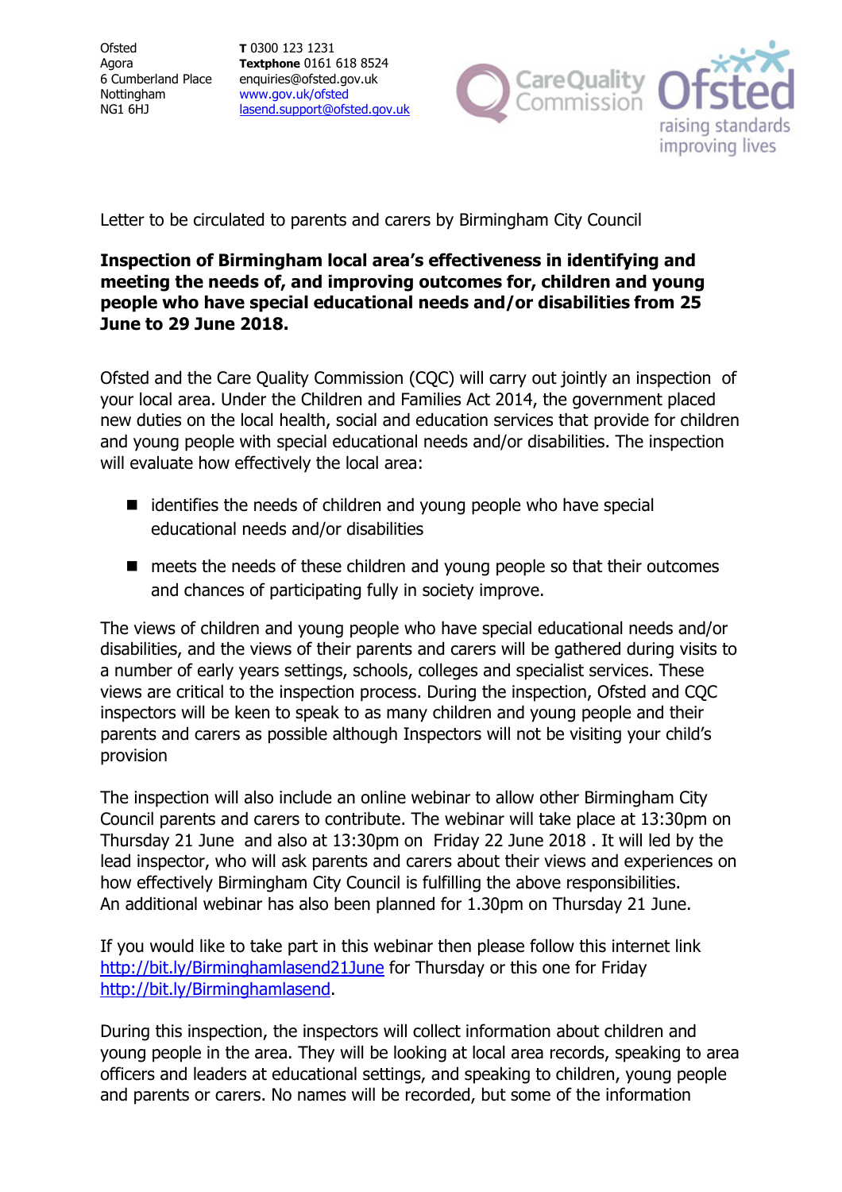Ofsted
Agora
6 Cumberland Place
Nottingham
NG1 6HJ

**T** 0300 123 1231
**Textphone** 0161 618 8524
enquiries@ofsted.gov.uk
www.gov.uk/ofsted
lasend.support@ofsted.gov.uk

Letter to be circulated to parents and carers by Birmingham City Council

**Inspection of Birmingham local area's effectiveness in identifying and meeting the needs of, and improving outcomes for, children and young people who have special educational needs and/or disabilities from 25 June to 29 June 2018.**

Ofsted and the Care Quality Commission (CQC) will carry out jointly an inspection of your local area. Under the Children and Families Act 2014, the government placed new duties on the local health, social and education services that provide for children and young people with special educational needs and/or disabilities. The inspection will evaluate how effectively the local area:

- identifies the needs of children and young people who have special educational needs and/or disabilities
- meets the needs of these children and young people so that their outcomes and chances of participating fully in society improve.

The views of children and young people who have special educational needs and/or disabilities, and the views of their parents and carers will be gathered during visits to a number of early years settings, schools, colleges and specialist services. These views are critical to the inspection process. During the inspection, Ofsted and CQC inspectors will be keen to speak to as many children and young people and their parents and carers as possible although Inspectors will not be visiting your child's provision

The inspection will also include an online webinar to allow other Birmingham City Council parents and carers to contribute. The webinar will take place at 13:30pm on Thursday 21 June and also at 13:30pm on Friday 22 June 2018 . It will led by the lead inspector, who will ask parents and carers about their views and experiences on how effectively Birmingham City Council is fulfilling the above responsibilities.
An additional webinar has also been planned for 1.30pm on Thursday 21 June.

If you would like to take part in this webinar then please follow this internet link http://bit.ly/Birminghamlasend21June for Thursday or this one for Friday http://bit.ly/Birminghamlasend.

During this inspection, the inspectors will collect information about children and young people in the area. They will be looking at local area records, speaking to area officers and leaders at educational settings, and speaking to children, young people and parents or carers. No names will be recorded, but some of the information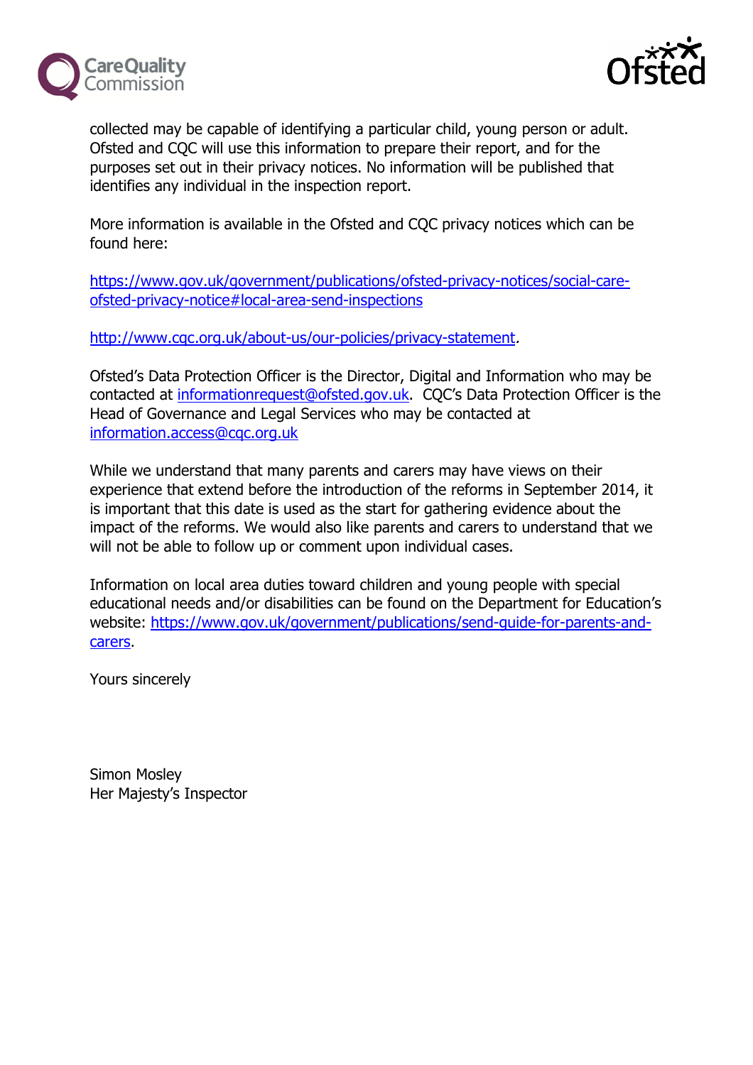collected may be capable of identifying a particular child, young person or adult. Ofsted and CQC will use this information to prepare their report, and for the purposes set out in their privacy notices. No information will be published that identifies any individual in the inspection report.

More information is available in the Ofsted and CQC privacy notices which can be found here:

https://www.gov.uk/government/publications/ofsted-privacy-notices/social-care-ofsted-privacy-notice#local-area-send-inspections

http://www.cqc.org.uk/about-us/our-policies/privacy-statement.

Ofsted's Data Protection Officer is the Director, Digital and Information who may be contacted at informationrequest@ofsted.gov.uk. CQC's Data Protection Officer is the Head of Governance and Legal Services who may be contacted at information.access@cqc.org.uk

While we understand that many parents and carers may have views on their experience that extend before the introduction of the reforms in September 2014, it is important that this date is used as the start for gathering evidence about the impact of the reforms. We would also like parents and carers to understand that we will not be able to follow up or comment upon individual cases.

Information on local area duties toward children and young people with special educational needs and/or disabilities can be found on the Department for Education's website: https://www.gov.uk/government/publications/send-guide-for-parents-and-carers.

Yours sincerely

Simon Mosley
Her Majesty's Inspector